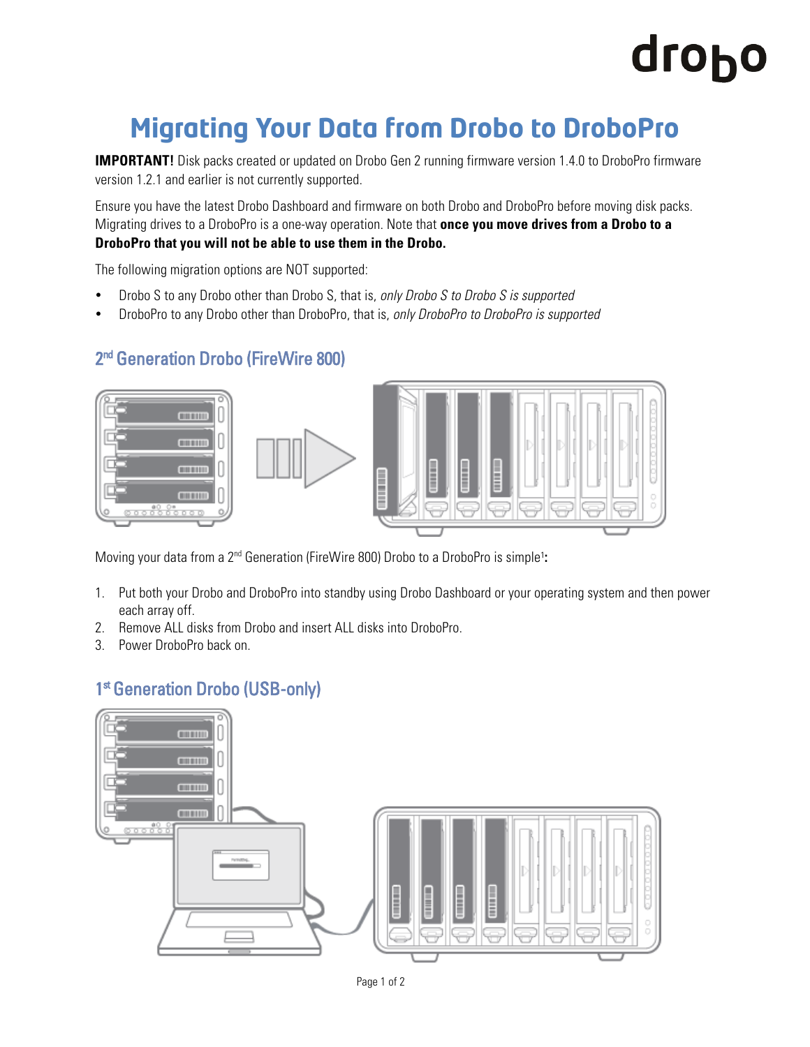# Migrating Your Data from Drobo to DroboPro

**IMPORTANT!** Disk packs created or updated on Drobo Gen 2 running firmware version 1.4.0 to DroboPro firmware version 1.2.1 and earlier is not currently supported.

Ensure you have the latest Drobo Dashboard and firmware on both Drobo and DroboPro before moving disk packs. Migrating drives to a DroboPro is a one-way operation. Note that **once you move drives from a Drobo to a DroboPro that you will not be able to use them in the Drobo.**

The following migration options are NOT supported:

- Drobo S to any Drobo other than Drobo S, that is, *only Drobo S to Drobo S is supported*
- DroboPro to any Drobo other than DroboPro, that is, *only DroboPro to DroboPro is supported*

## 2nd Generation Drobo (FireWire 800)

Moving your data from a 2nd Generation (FireWire 800) Drobo to a DroboPro is simple[1]**:**

1. Put both your Drobo and DroboPro into standby using Drobo Dashboard or your operating system and then power each array off.
2. Remove ALL disks from Drobo and insert ALL disks into DroboPro.
3. Power DroboPro back on.

## 1st Generation Drobo (USB-only)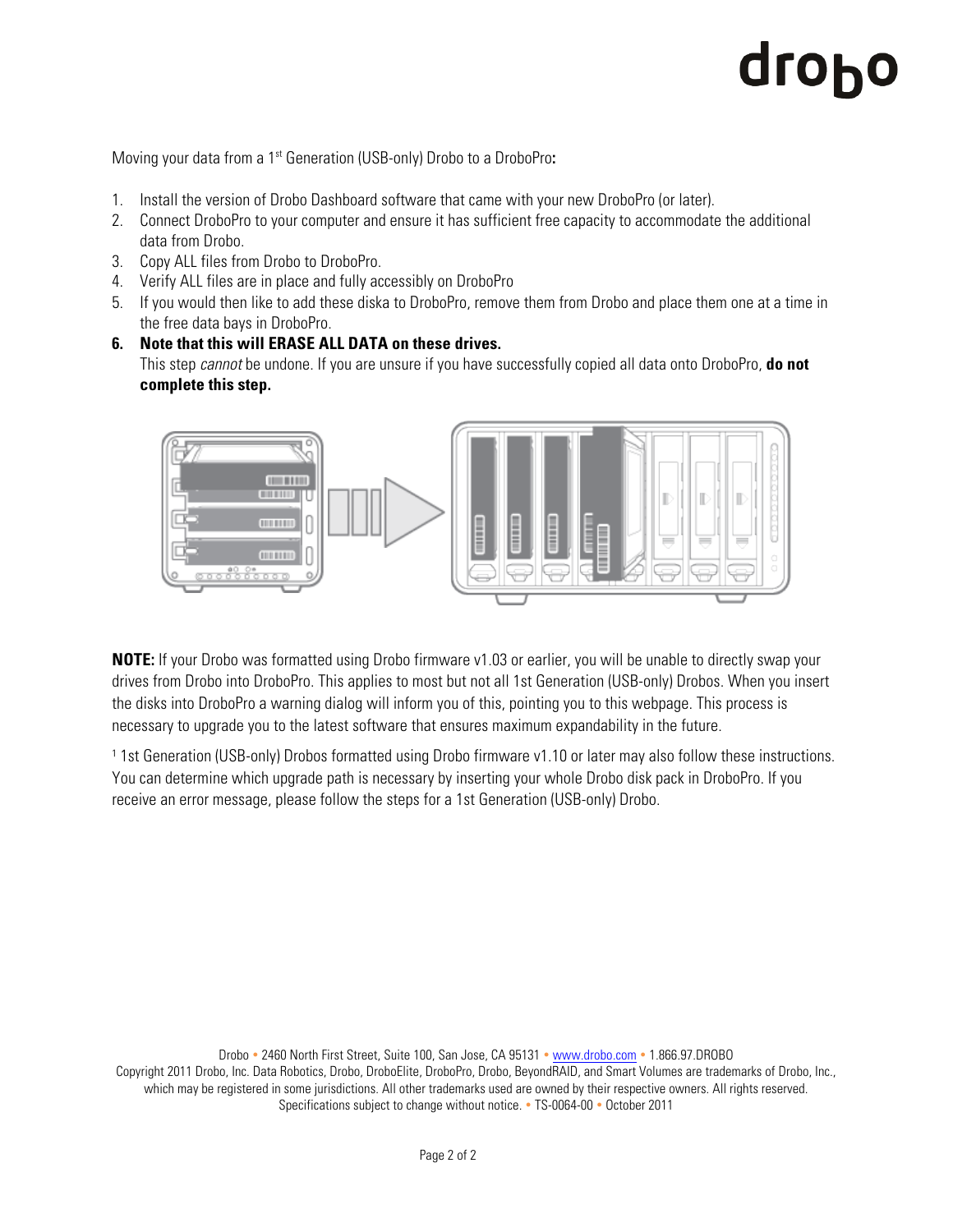Moving your data from a 1st Generation (USB-only) Drobo to a DroboPro**:**

1. Install the version of Drobo Dashboard software that came with your new DroboPro (or later).
2. Connect DroboPro to your computer and ensure it has sufficient free capacity to accommodate the additional data from Drobo.
3. Copy ALL files from Drobo to DroboPro.
4. Verify ALL files are in place and fully accessibly on DroboPro
5. If you would then like to add these diska to DroboPro, remove them from Drobo and place them one at a time in the free data bays in DroboPro.
6. **Note that this will ERASE ALL DATA on these drives.**
   This step *cannot* be undone. If you are unsure if you have successfully copied all data onto DroboPro, **do not complete this step.**

**NOTE:** If your Drobo was formatted using Drobo firmware v1.03 or earlier, you will be unable to directly swap your drives from Drobo into DroboPro. This applies to most but not all 1st Generation (USB-only) Drobos. When you insert the disks into DroboPro a warning dialog will inform you of this, pointing you to this webpage. This process is necessary to upgrade you to the latest software that ensures maximum expandability in the future.

[1] 1st Generation (USB-only) Drobos formatted using Drobo firmware v1.10 or later may also follow these instructions. You can determine which upgrade path is necessary by inserting your whole Drobo disk pack in DroboPro. If you receive an error message, please follow the steps for a 1st Generation (USB-only) Drobo.

Drobo • 2460 North First Street, Suite 100, San Jose, CA 95131 • www.drobo.com • 1.866.97.DROBO
Copyright 2011 Drobo, Inc. Data Robotics, Drobo, DroboElite, DroboPro, Drobo, BeyondRAID, and Smart Volumes are trademarks of Drobo, Inc., which may be registered in some jurisdictions. All other trademarks used are owned by their respective owners. All rights reserved.
Specifications subject to change without notice. • TS-0064-00 • October 2011